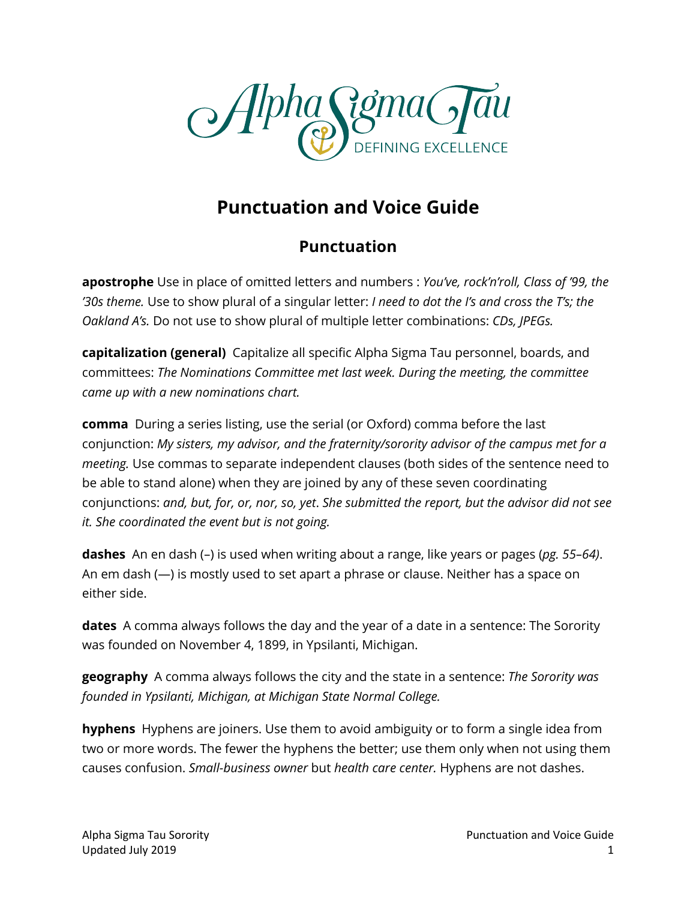Alpha Sigma Tau

DEFINING EXCELLENCE

# Punctuation and Voice Guide

## Punctuation

**apostrophe** Use in place of omitted letters and numbers : *You've, rock'n'roll, Class of '99, the '30s theme.* Use to show plural of a singular letter: *I need to dot the I's and cross the T's; the Oakland A's.* Do not use to show plural of multiple letter combinations: *CDs, JPEGs.*

**capitalization (general)** Capitalize all specific Alpha Sigma Tau personnel, boards, and committees: *The Nominations Committee met last week. During the meeting, the committee came up with a new nominations chart.*

**comma** During a series listing, use the serial (or Oxford) comma before the last conjunction: *My sisters, my advisor, and the fraternity/sorority advisor of the campus met for a meeting.* Use commas to separate independent clauses (both sides of the sentence need to be able to stand alone) when they are joined by any of these seven coordinating conjunctions: *and, but, for, or, nor, so, yet*. *She submitted the report, but the advisor did not see it. She coordinated the event but is not going.*

**dashes** An en dash (–) is used when writing about a range, like years or pages (*pg. 55–64)*. An em dash (—) is mostly used to set apart a phrase or clause. Neither has a space on either side.

**dates** A comma always follows the day and the year of a date in a sentence: The Sorority was founded on November 4, 1899, in Ypsilanti, Michigan.

**geography** A comma always follows the city and the state in a sentence: *The Sorority was founded in Ypsilanti, Michigan, at Michigan State Normal College.*

**hyphens** Hyphens are joiners. Use them to avoid ambiguity or to form a single idea from two or more words. The fewer the hyphens the better; use them only when not using them causes confusion. *Small-business owner* but *health care center.* Hyphens are not dashes.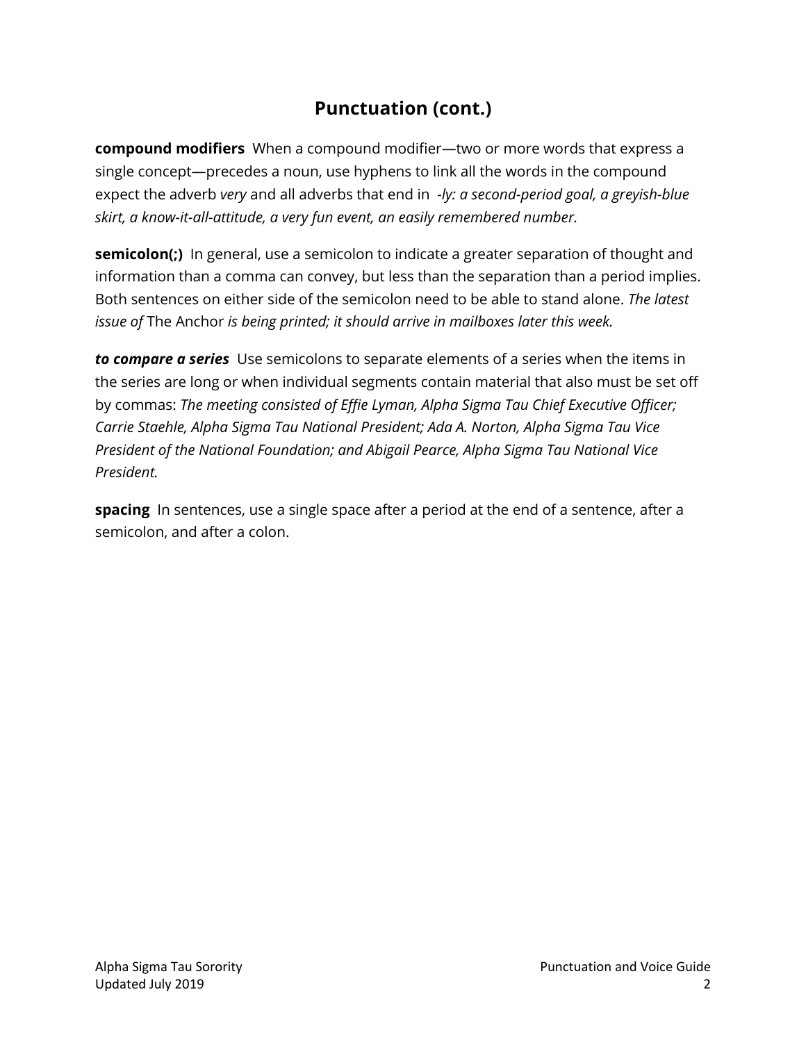## Punctuation (cont.)

**compound modifiers** When a compound modifier—two or more words that express a single concept—precedes a noun, use hyphens to link all the words in the compound expect the adverb *very* and all adverbs that end in *-ly: a second-period goal, a greyish-blue skirt, a know-it-all-attitude, a very fun event, an easily remembered number.*

**semicolon(;)** In general, use a semicolon to indicate a greater separation of thought and information than a comma can convey, but less than the separation than a period implies. Both sentences on either side of the semicolon need to be able to stand alone. *The latest issue of* The Anchor *is being printed; it should arrive in mailboxes later this week.*

***to compare a series*** Use semicolons to separate elements of a series when the items in the series are long or when individual segments contain material that also must be set off by commas: *The meeting consisted of Effie Lyman, Alpha Sigma Tau Chief Executive Officer; Carrie Staehle, Alpha Sigma Tau National President; Ada A. Norton, Alpha Sigma Tau Vice President of the National Foundation; and Abigail Pearce, Alpha Sigma Tau National Vice President.*

**spacing** In sentences, use a single space after a period at the end of a sentence, after a semicolon, and after a colon.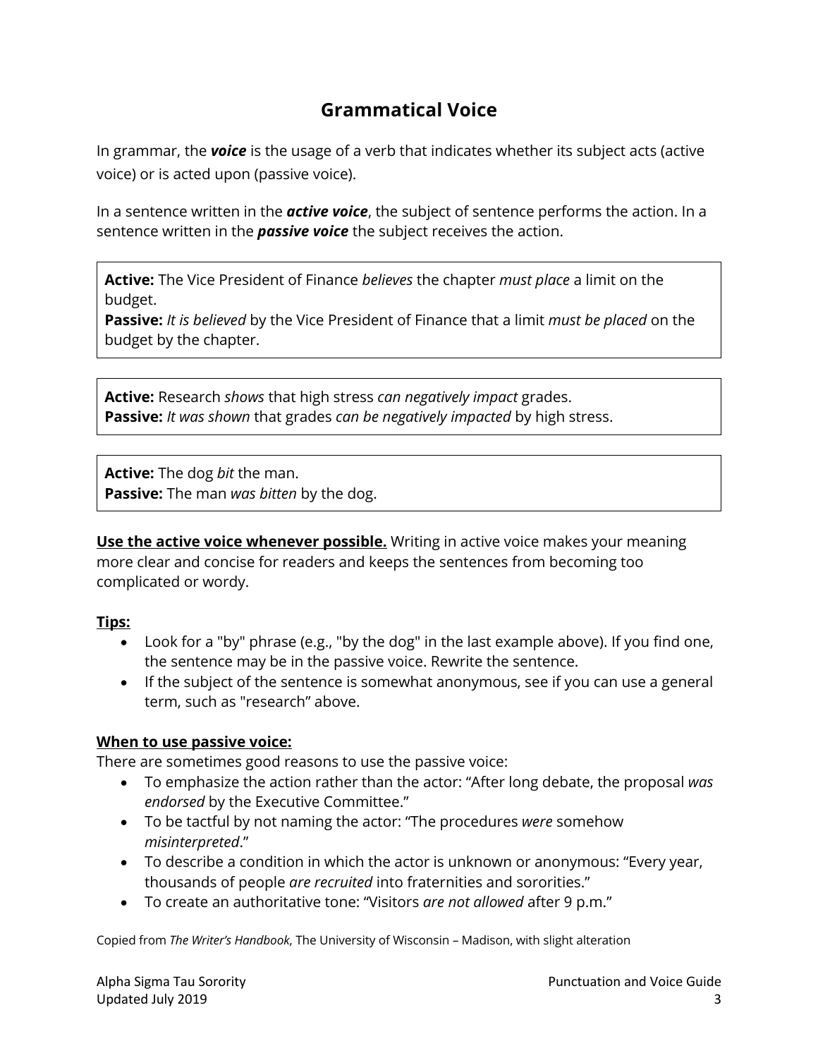# Grammatical Voice

In grammar, the ***voice*** is the usage of a verb that indicates whether its subject acts (active voice) or is acted upon (passive voice).

In a sentence written in the ***active voice***, the subject of sentence performs the action. In a sentence written in the ***passive voice*** the subject receives the action.

> **Active:** The Vice President of Finance *believes* the chapter *must place* a limit on the budget.
> **Passive:** *It is believed* by the Vice President of Finance that a limit *must be placed* on the budget by the chapter.

> **Active:** Research *shows* that high stress *can negatively impact* grades.
> **Passive:** *It was shown* that grades *can be negatively impacted* by high stress.

> **Active:** The dog *bit* the man.
> **Passive:** The man *was bitten* by the dog.

**<u>Use the active voice whenever possible.</u>** Writing in active voice makes your meaning more clear and concise for readers and keeps the sentences from becoming too complicated or wordy.

**<u>Tips:</u>**

- Look for a "by" phrase (e.g., "by the dog" in the last example above). If you find one, the sentence may be in the passive voice. Rewrite the sentence.
- If the subject of the sentence is somewhat anonymous, see if you can use a general term, such as "research" above.

**<u>When to use passive voice:</u>**

There are sometimes good reasons to use the passive voice:

- To emphasize the action rather than the actor: "After long debate, the proposal *was endorsed* by the Executive Committee."
- To be tactful by not naming the actor: "The procedures *were* somehow *misinterpreted*."
- To describe a condition in which the actor is unknown or anonymous: "Every year, thousands of people *are recruited* into fraternities and sororities."
- To create an authoritative tone: "Visitors *are not allowed* after 9 p.m."

Copied from *The Writer's Handbook*, The University of Wisconsin – Madison, with slight alteration